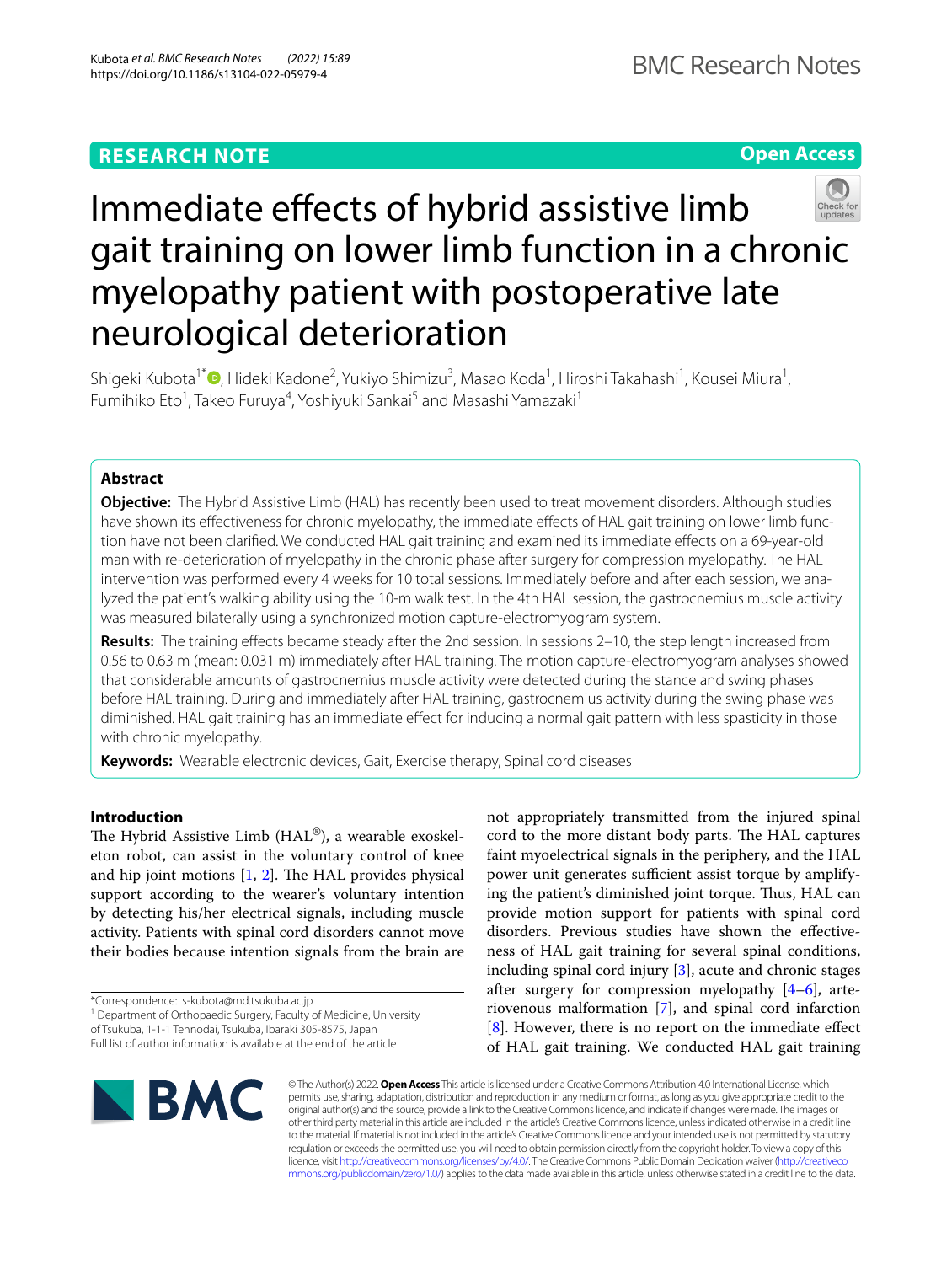RESEARCH NOTE

Open Access

# Immediate effects of hybrid assistive limb gait training on lower limb function in a chronic myelopathy patient with postoperative late neurological deterioration

Shigeki Kubota[1*], Hideki Kadone[2], Yukiyo Shimizu[3], Masao Koda[1], Hiroshi Takahashi[1], Kousei Miura[1], Fumihiko Eto[1], Takeo Furuya[4], Yoshiyuki Sankai[5] and Masashi Yamazaki[1]

## Abstract

**Objective:** The Hybrid Assistive Limb (HAL) has recently been used to treat movement disorders. Although studies have shown its effectiveness for chronic myelopathy, the immediate effects of HAL gait training on lower limb function have not been clarified. We conducted HAL gait training and examined its immediate effects on a 69-year-old man with re-deterioration of myelopathy in the chronic phase after surgery for compression myelopathy. The HAL intervention was performed every 4 weeks for 10 total sessions. Immediately before and after each session, we analyzed the patient's walking ability using the 10-m walk test. In the 4th HAL session, the gastrocnemius muscle activity was measured bilaterally using a synchronized motion capture-electromyogram system.

**Results:** The training effects became steady after the 2nd session. In sessions 2–10, the step length increased from 0.56 to 0.63 m (mean: 0.031 m) immediately after HAL training. The motion capture-electromyogram analyses showed that considerable amounts of gastrocnemius muscle activity were detected during the stance and swing phases before HAL training. During and immediately after HAL training, gastrocnemius activity during the swing phase was diminished. HAL gait training has an immediate effect for inducing a normal gait pattern with less spasticity in those with chronic myelopathy.

**Keywords:** Wearable electronic devices, Gait, Exercise therapy, Spinal cord diseases

## Introduction

The Hybrid Assistive Limb (HAL®), a wearable exoskeleton robot, can assist in the voluntary control of knee and hip joint motions [1, 2]. The HAL provides physical support according to the wearer's voluntary intention by detecting his/her electrical signals, including muscle activity. Patients with spinal cord disorders cannot move their bodies because intention signals from the brain are not appropriately transmitted from the injured spinal cord to the more distant body parts. The HAL captures faint myoelectrical signals in the periphery, and the HAL power unit generates sufficient assist torque by amplifying the patient's diminished joint torque. Thus, HAL can provide motion support for patients with spinal cord disorders. Previous studies have shown the effectiveness of HAL gait training for several spinal conditions, including spinal cord injury [3], acute and chronic stages after surgery for compression myelopathy [4–6], arteriovenous malformation [7], and spinal cord infarction [8]. However, there is no report on the immediate effect of HAL gait training. We conducted HAL gait training

*Correspondence: s-kubota@md.tsukuba.ac.jp
[1] Department of Orthopaedic Surgery, Faculty of Medicine, University of Tsukuba, 1-1-1 Tennodai, Tsukuba, Ibaraki 305-8575, Japan
Full list of author information is available at the end of the article

© The Author(s) 2022. **Open Access** This article is licensed under a Creative Commons Attribution 4.0 International License, which permits use, sharing, adaptation, distribution and reproduction in any medium or format, as long as you give appropriate credit to the original author(s) and the source, provide a link to the Creative Commons licence, and indicate if changes were made. The images or other third party material in this article are included in the article's Creative Commons licence, unless indicated otherwise in a credit line to the material. If material is not included in the article's Creative Commons licence and your intended use is not permitted by statutory regulation or exceeds the permitted use, you will need to obtain permission directly from the copyright holder. To view a copy of this licence, visit http://creativecommons.org/licenses/by/4.0/. The Creative Commons Public Domain Dedication waiver (http://creativecommons.org/publicdomain/zero/1.0/) applies to the data made available in this article, unless otherwise stated in a credit line to the data.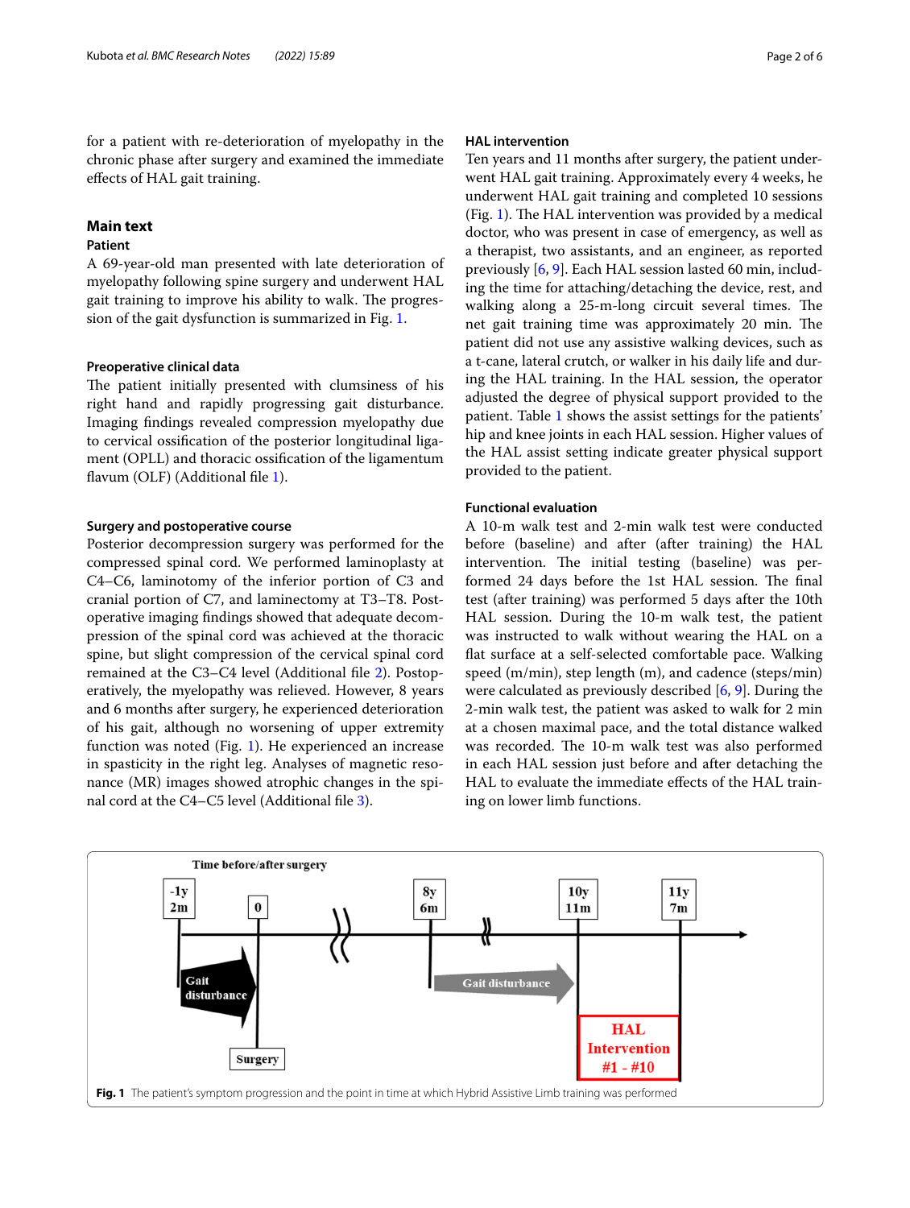for a patient with re-deterioration of myelopathy in the chronic phase after surgery and examined the immediate effects of HAL gait training.

## Main text

### Patient

A 69-year-old man presented with late deterioration of myelopathy following spine surgery and underwent HAL gait training to improve his ability to walk. The progression of the gait dysfunction is summarized in Fig. 1.

### Preoperative clinical data

The patient initially presented with clumsiness of his right hand and rapidly progressing gait disturbance. Imaging findings revealed compression myelopathy due to cervical ossification of the posterior longitudinal ligament (OPLL) and thoracic ossification of the ligamentum flavum (OLF) (Additional file 1).

### Surgery and postoperative course

Posterior decompression surgery was performed for the compressed spinal cord. We performed laminoplasty at C4–C6, laminotomy of the inferior portion of C3 and cranial portion of C7, and laminectomy at T3–T8. Postoperative imaging findings showed that adequate decompression of the spinal cord was achieved at the thoracic spine, but slight compression of the cervical spinal cord remained at the C3–C4 level (Additional file 2). Postoperatively, the myelopathy was relieved. However, 8 years and 6 months after surgery, he experienced deterioration of his gait, although no worsening of upper extremity function was noted (Fig. 1). He experienced an increase in spasticity in the right leg. Analyses of magnetic resonance (MR) images showed atrophic changes in the spinal cord at the C4–C5 level (Additional file 3).

### HAL intervention

Ten years and 11 months after surgery, the patient underwent HAL gait training. Approximately every 4 weeks, he underwent HAL gait training and completed 10 sessions (Fig. 1). The HAL intervention was provided by a medical doctor, who was present in case of emergency, as well as a therapist, two assistants, and an engineer, as reported previously [6, 9]. Each HAL session lasted 60 min, including the time for attaching/detaching the device, rest, and walking along a 25-m-long circuit several times. The net gait training time was approximately 20 min. The patient did not use any assistive walking devices, such as a t-cane, lateral crutch, or walker in his daily life and during the HAL training. In the HAL session, the operator adjusted the degree of physical support provided to the patient. Table 1 shows the assist settings for the patients' hip and knee joints in each HAL session. Higher values of the HAL assist setting indicate greater physical support provided to the patient.

### Functional evaluation

A 10-m walk test and 2-min walk test were conducted before (baseline) and after (after training) the HAL intervention. The initial testing (baseline) was performed 24 days before the 1st HAL session. The final test (after training) was performed 5 days after the 10th HAL session. During the 10-m walk test, the patient was instructed to walk without wearing the HAL on a flat surface at a self-selected comfortable pace. Walking speed (m/min), step length (m), and cadence (steps/min) were calculated as previously described [6, 9]. During the 2-min walk test, the patient was asked to walk for 2 min at a chosen maximal pace, and the total distance walked was recorded. The 10-m walk test was also performed in each HAL session just before and after detaching the HAL to evaluate the immediate effects of the HAL training on lower limb functions.

**Fig. 1** The patient's symptom progression and the point in time at which Hybrid Assistive Limb training was performed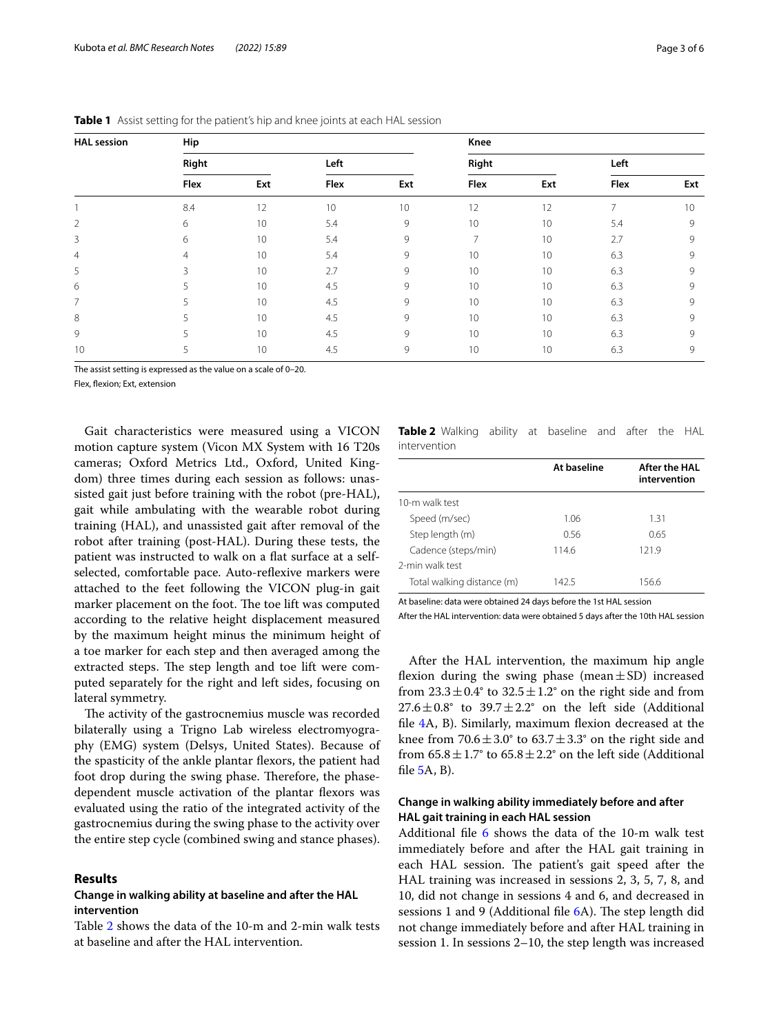**Table 1** Assist setting for the patient's hip and knee joints at each HAL session

| HAL session | Hip | | | | Knee | | | |
|---|---|---|---|---|---|---|---|---|
| | Right | | Left | | Right | | Left | |
| | Flex | Ext | Flex | Ext | Flex | Ext | Flex | Ext |
| 1 | 8.4 | 12 | 10 | 10 | 12 | 12 | 7 | 10 |
| 2 | 6 | 10 | 5.4 | 9 | 10 | 10 | 5.4 | 9 |
| 3 | 6 | 10 | 5.4 | 9 | 7 | 10 | 2.7 | 9 |
| 4 | 4 | 10 | 5.4 | 9 | 10 | 10 | 6.3 | 9 |
| 5 | 3 | 10 | 2.7 | 9 | 10 | 10 | 6.3 | 9 |
| 6 | 5 | 10 | 4.5 | 9 | 10 | 10 | 6.3 | 9 |
| 7 | 5 | 10 | 4.5 | 9 | 10 | 10 | 6.3 | 9 |
| 8 | 5 | 10 | 4.5 | 9 | 10 | 10 | 6.3 | 9 |
| 9 | 5 | 10 | 4.5 | 9 | 10 | 10 | 6.3 | 9 |
| 10 | 5 | 10 | 4.5 | 9 | 10 | 10 | 6.3 | 9 |

The assist setting is expressed as the value on a scale of 0–20.

Flex, flexion; Ext, extension

Gait characteristics were measured using a VICON motion capture system (Vicon MX System with 16 T20s cameras; Oxford Metrics Ltd., Oxford, United Kingdom) three times during each session as follows: unassisted gait just before training with the robot (pre-HAL), gait while ambulating with the wearable robot during training (HAL), and unassisted gait after removal of the robot after training (post-HAL). During these tests, the patient was instructed to walk on a flat surface at a self-selected, comfortable pace. Auto-reflexive markers were attached to the feet following the VICON plug-in gait marker placement on the foot. The toe lift was computed according to the relative height displacement measured by the maximum height minus the minimum height of a toe marker for each step and then averaged among the extracted steps. The step length and toe lift were computed separately for the right and left sides, focusing on lateral symmetry.

The activity of the gastrocnemius muscle was recorded bilaterally using a Trigno Lab wireless electromyography (EMG) system (Delsys, United States). Because of the spasticity of the ankle plantar flexors, the patient had foot drop during the swing phase. Therefore, the phase-dependent muscle activation of the plantar flexors was evaluated using the ratio of the integrated activity of the gastrocnemius during the swing phase to the activity over the entire step cycle (combined swing and stance phases).

## Results

### Change in walking ability at baseline and after the HAL intervention

Table 2 shows the data of the 10-m and 2-min walk tests at baseline and after the HAL intervention.

**Table 2** Walking ability at baseline and after the HAL intervention

| | At baseline | After the HAL intervention |
|---|---|---|
| 10-m walk test | | |
| Speed (m/sec) | 1.06 | 1.31 |
| Step length (m) | 0.56 | 0.65 |
| Cadence (steps/min) | 114.6 | 121.9 |
| 2-min walk test | | |
| Total walking distance (m) | 142.5 | 156.6 |

At baseline: data were obtained 24 days before the 1st HAL session

After the HAL intervention: data were obtained 5 days after the 10th HAL session

After the HAL intervention, the maximum hip angle flexion during the swing phase (mean $\pm$ SD) increased from $23.3 \pm 0.4°$ to $32.5 \pm 1.2°$ on the right side and from $27.6 \pm 0.8°$ to $39.7 \pm 2.2°$ on the left side (Additional file 4A, B). Similarly, maximum flexion decreased at the knee from $70.6 \pm 3.0°$ to $63.7 \pm 3.3°$ on the right side and from $65.8 \pm 1.7°$ to $65.8 \pm 2.2°$ on the left side (Additional file 5A, B).

### Change in walking ability immediately before and after HAL gait training in each HAL session

Additional file 6 shows the data of the 10-m walk test immediately before and after the HAL gait training in each HAL session. The patient's gait speed after the HAL training was increased in sessions 2, 3, 5, 7, 8, and 10, did not change in sessions 4 and 6, and decreased in sessions 1 and 9 (Additional file 6A). The step length did not change immediately before and after HAL training in session 1. In sessions 2–10, the step length was increased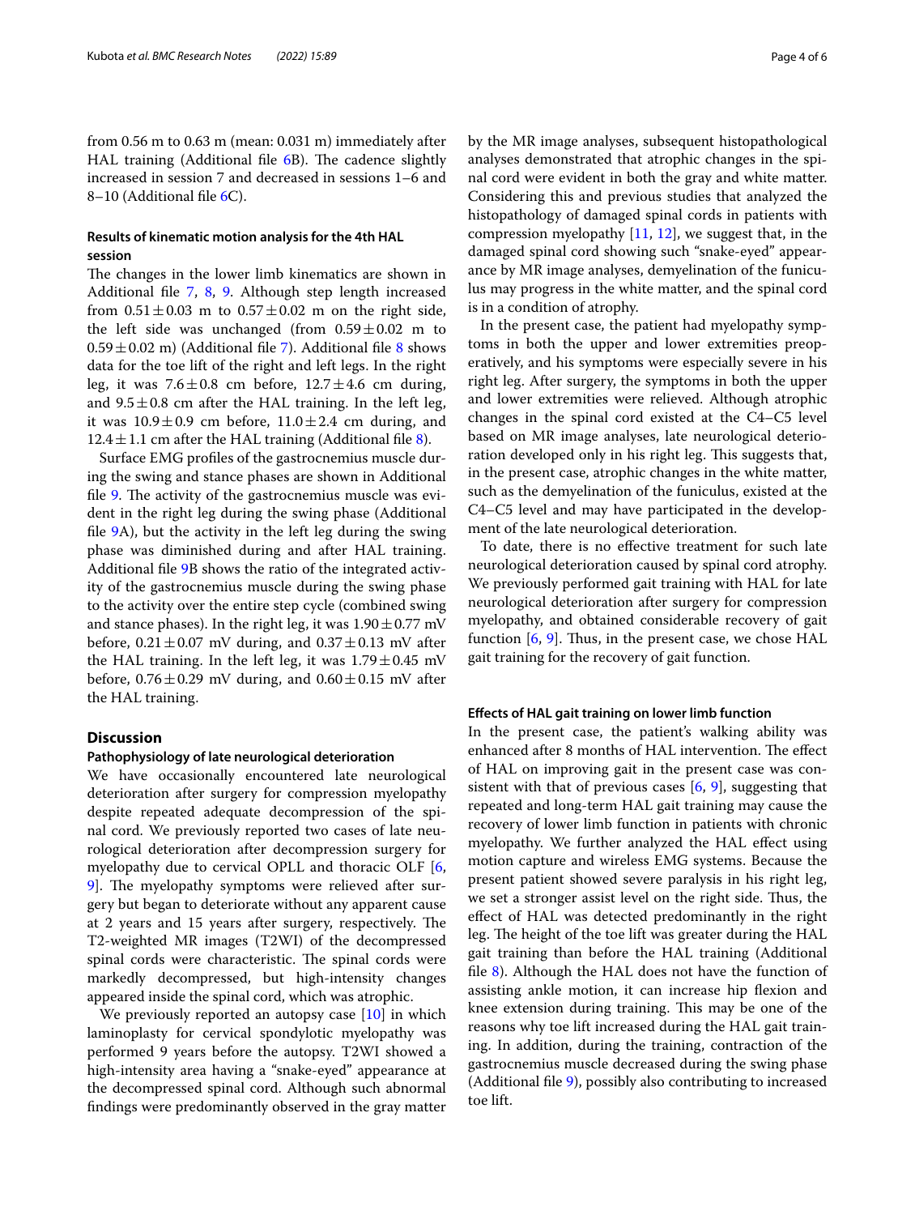from 0.56 m to 0.63 m (mean: 0.031 m) immediately after HAL training (Additional file 6B). The cadence slightly increased in session 7 and decreased in sessions 1–6 and 8–10 (Additional file 6C).

### Results of kinematic motion analysis for the 4th HAL session

The changes in the lower limb kinematics are shown in Additional file 7, 8, 9. Although step length increased from 0.51 ± 0.03 m to 0.57 ± 0.02 m on the right side, the left side was unchanged (from 0.59 ± 0.02 m to 0.59 ± 0.02 m) (Additional file 7). Additional file 8 shows data for the toe lift of the right and left legs. In the right leg, it was 7.6 ± 0.8 cm before, 12.7 ± 4.6 cm during, and 9.5 ± 0.8 cm after the HAL training. In the left leg, it was 10.9 ± 0.9 cm before, 11.0 ± 2.4 cm during, and 12.4 ± 1.1 cm after the HAL training (Additional file 8).

Surface EMG profiles of the gastrocnemius muscle during the swing and stance phases are shown in Additional file 9. The activity of the gastrocnemius muscle was evident in the right leg during the swing phase (Additional file 9A), but the activity in the left leg during the swing phase was diminished during and after HAL training. Additional file 9B shows the ratio of the integrated activity of the gastrocnemius muscle during the swing phase to the activity over the entire step cycle (combined swing and stance phases). In the right leg, it was 1.90 ± 0.77 mV before, 0.21 ± 0.07 mV during, and 0.37 ± 0.13 mV after the HAL training. In the left leg, it was 1.79 ± 0.45 mV before, 0.76 ± 0.29 mV during, and 0.60 ± 0.15 mV after the HAL training.

## Discussion

### Pathophysiology of late neurological deterioration

We have occasionally encountered late neurological deterioration after surgery for compression myelopathy despite repeated adequate decompression of the spinal cord. We previously reported two cases of late neurological deterioration after decompression surgery for myelopathy due to cervical OPLL and thoracic OLF [6, 9]. The myelopathy symptoms were relieved after surgery but began to deteriorate without any apparent cause at 2 years and 15 years after surgery, respectively. The T2-weighted MR images (T2WI) of the decompressed spinal cords were characteristic. The spinal cords were markedly decompressed, but high-intensity changes appeared inside the spinal cord, which was atrophic.

We previously reported an autopsy case [10] in which laminoplasty for cervical spondylotic myelopathy was performed 9 years before the autopsy. T2WI showed a high-intensity area having a "snake-eyed" appearance at the decompressed spinal cord. Although such abnormal findings were predominantly observed in the gray matter by the MR image analyses, subsequent histopathological analyses demonstrated that atrophic changes in the spinal cord were evident in both the gray and white matter. Considering this and previous studies that analyzed the histopathology of damaged spinal cords in patients with compression myelopathy [11, 12], we suggest that, in the damaged spinal cord showing such "snake-eyed" appearance by MR image analyses, demyelination of the funiculus may progress in the white matter, and the spinal cord is in a condition of atrophy.

In the present case, the patient had myelopathy symptoms in both the upper and lower extremities preoperatively, and his symptoms were especially severe in his right leg. After surgery, the symptoms in both the upper and lower extremities were relieved. Although atrophic changes in the spinal cord existed at the C4–C5 level based on MR image analyses, late neurological deterioration developed only in his right leg. This suggests that, in the present case, atrophic changes in the white matter, such as the demyelination of the funiculus, existed at the C4–C5 level and may have participated in the development of the late neurological deterioration.

To date, there is no effective treatment for such late neurological deterioration caused by spinal cord atrophy. We previously performed gait training with HAL for late neurological deterioration after surgery for compression myelopathy, and obtained considerable recovery of gait function [6, 9]. Thus, in the present case, we chose HAL gait training for the recovery of gait function.

### Effects of HAL gait training on lower limb function

In the present case, the patient's walking ability was enhanced after 8 months of HAL intervention. The effect of HAL on improving gait in the present case was consistent with that of previous cases [6, 9], suggesting that repeated and long-term HAL gait training may cause the recovery of lower limb function in patients with chronic myelopathy. We further analyzed the HAL effect using motion capture and wireless EMG systems. Because the present patient showed severe paralysis in his right leg, we set a stronger assist level on the right side. Thus, the effect of HAL was detected predominantly in the right leg. The height of the toe lift was greater during the HAL gait training than before the HAL training (Additional file 8). Although the HAL does not have the function of assisting ankle motion, it can increase hip flexion and knee extension during training. This may be one of the reasons why toe lift increased during the HAL gait training. In addition, during the training, contraction of the gastrocnemius muscle decreased during the swing phase (Additional file 9), possibly also contributing to increased toe lift.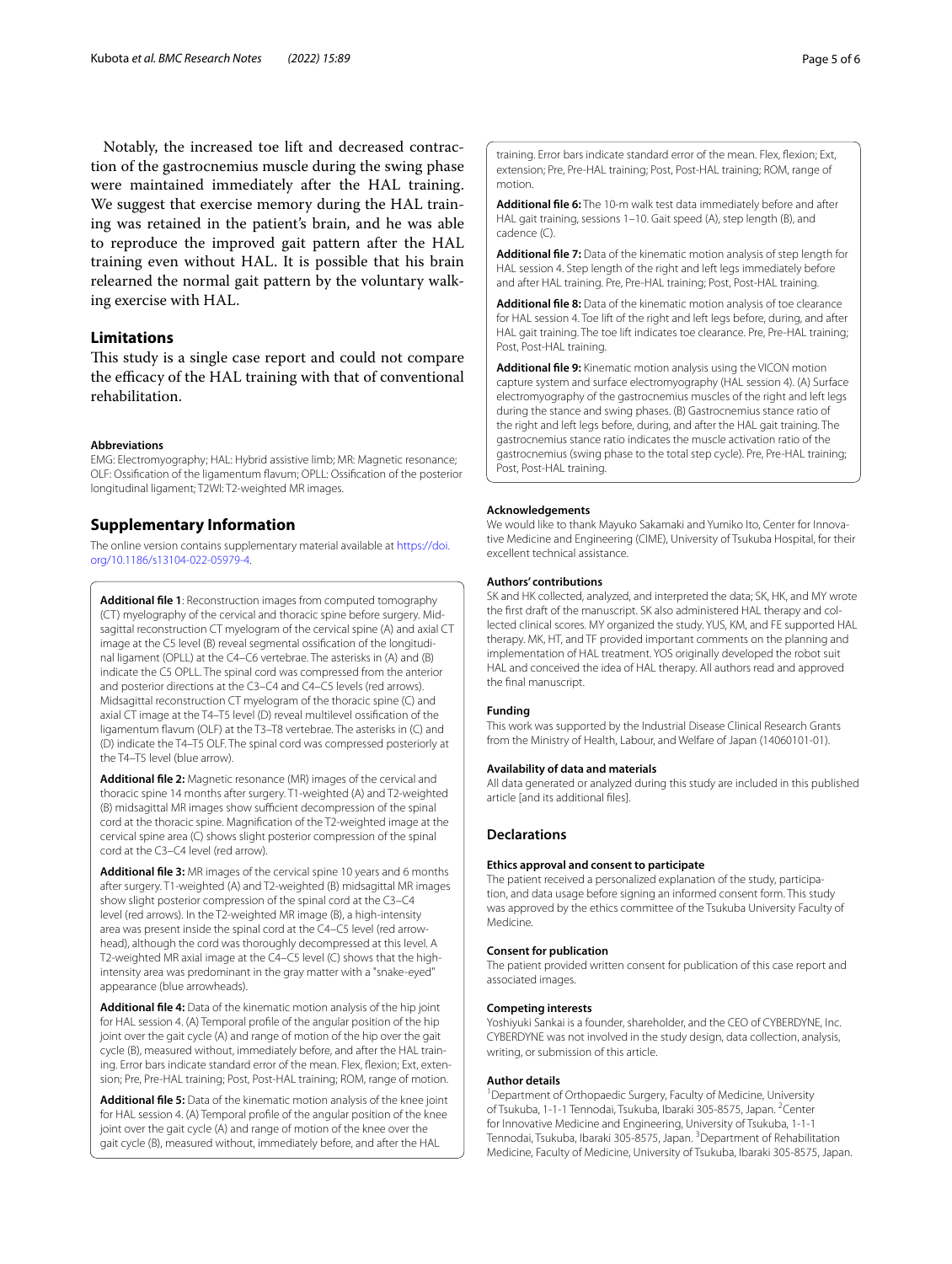Notably, the increased toe lift and decreased contraction of the gastrocnemius muscle during the swing phase were maintained immediately after the HAL training. We suggest that exercise memory during the HAL training was retained in the patient's brain, and he was able to reproduce the improved gait pattern after the HAL training even without HAL. It is possible that his brain relearned the normal gait pattern by the voluntary walking exercise with HAL.

## Limitations

This study is a single case report and could not compare the efficacy of the HAL training with that of conventional rehabilitation.

#### Abbreviations

EMG: Electromyography; HAL: Hybrid assistive limb; MR: Magnetic resonance; OLF: Ossification of the ligamentum flavum; OPLL: Ossification of the posterior longitudinal ligament; T2WI: T2-weighted MR images.

## Supplementary Information

The online version contains supplementary material available at https://doi.org/10.1186/s13104-022-05979-4.

**Additional file 1**: Reconstruction images from computed tomography (CT) myelography of the cervical and thoracic spine before surgery. Midsagittal reconstruction CT myelogram of the cervical spine (A) and axial CT image at the C5 level (B) reveal segmental ossification of the longitudinal ligament (OPLL) at the C4–C6 vertebrae. The asterisks in (A) and (B) indicate the C5 OPLL. The spinal cord was compressed from the anterior and posterior directions at the C3–C4 and C4–C5 levels (red arrows). Midsagittal reconstruction CT myelogram of the thoracic spine (C) and axial CT image at the T4–T5 level (D) reveal multilevel ossification of the ligamentum flavum (OLF) at the T3–T8 vertebrae. The asterisks in (C) and (D) indicate the T4–T5 OLF. The spinal cord was compressed posteriorly at the T4–T5 level (blue arrow).

**Additional file 2:** Magnetic resonance (MR) images of the cervical and thoracic spine 14 months after surgery. T1-weighted (A) and T2-weighted (B) midsagittal MR images show sufficient decompression of the spinal cord at the thoracic spine. Magnification of the T2-weighted image at the cervical spine area (C) shows slight posterior compression of the spinal cord at the C3–C4 level (red arrow).

**Additional file 3:** MR images of the cervical spine 10 years and 6 months after surgery. T1-weighted (A) and T2-weighted (B) midsagittal MR images show slight posterior compression of the spinal cord at the C3–C4 level (red arrows). In the T2-weighted MR image (B), a high-intensity area was present inside the spinal cord at the C4–C5 level (red arrowhead), although the cord was thoroughly decompressed at this level. A T2-weighted MR axial image at the C4–C5 level (C) shows that the high-intensity area was predominant in the gray matter with a "snake-eyed" appearance (blue arrowheads).

**Additional file 4:** Data of the kinematic motion analysis of the hip joint for HAL session 4. (A) Temporal profile of the angular position of the hip joint over the gait cycle (A) and range of motion of the hip over the gait cycle (B), measured without, immediately before, and after the HAL training. Error bars indicate standard error of the mean. Flex, flexion; Ext, extension; Pre, Pre-HAL training; Post, Post-HAL training; ROM, range of motion.

**Additional file 5:** Data of the kinematic motion analysis of the knee joint for HAL session 4. (A) Temporal profile of the angular position of the knee joint over the gait cycle (A) and range of motion of the knee over the gait cycle (B), measured without, immediately before, and after the HAL training. Error bars indicate standard error of the mean. Flex, flexion; Ext, extension; Pre, Pre-HAL training; Post, Post-HAL training; ROM, range of motion.

**Additional file 6:** The 10-m walk test data immediately before and after HAL gait training, sessions 1–10. Gait speed (A), step length (B), and cadence (C).

**Additional file 7:** Data of the kinematic motion analysis of step length for HAL session 4. Step length of the right and left legs immediately before and after HAL training. Pre, Pre-HAL training; Post, Post-HAL training.

**Additional file 8:** Data of the kinematic motion analysis of toe clearance for HAL session 4. Toe lift of the right and left legs before, during, and after HAL gait training. The toe lift indicates toe clearance. Pre, Pre-HAL training; Post, Post-HAL training.

**Additional file 9:** Kinematic motion analysis using the VICON motion capture system and surface electromyography (HAL session 4). (A) Surface electromyography of the gastrocnemius muscles of the right and left legs during the stance and swing phases. (B) Gastrocnemius stance ratio of the right and left legs before, during, and after the HAL gait training. The gastrocnemius stance ratio indicates the muscle activation ratio of the gastrocnemius (swing phase to the total step cycle). Pre, Pre-HAL training; Post, Post-HAL training.

#### Acknowledgements

We would like to thank Mayuko Sakamaki and Yumiko Ito, Center for Innovative Medicine and Engineering (CIME), University of Tsukuba Hospital, for their excellent technical assistance.

#### Authors' contributions

SK and HK collected, analyzed, and interpreted the data; SK, HK, and MY wrote the first draft of the manuscript. SK also administered HAL therapy and collected clinical scores. MY organized the study. YUS, KM, and FE supported HAL therapy. MK, HT, and TF provided important comments on the planning and implementation of HAL treatment. YOS originally developed the robot suit HAL and conceived the idea of HAL therapy. All authors read and approved the final manuscript.

#### Funding

This work was supported by the Industrial Disease Clinical Research Grants from the Ministry of Health, Labour, and Welfare of Japan (14060101-01).

#### Availability of data and materials

All data generated or analyzed during this study are included in this published article [and its additional files].

## Declarations

#### Ethics approval and consent to participate

The patient received a personalized explanation of the study, participation, and data usage before signing an informed consent form. This study was approved by the ethics committee of the Tsukuba University Faculty of Medicine.

#### Consent for publication

The patient provided written consent for publication of this case report and associated images.

#### Competing interests

Yoshiyuki Sankai is a founder, shareholder, and the CEO of CYBERDYNE, Inc. CYBERDYNE was not involved in the study design, data collection, analysis, writing, or submission of this article.

#### Author details

[1]Department of Orthopaedic Surgery, Faculty of Medicine, University of Tsukuba, 1-1-1 Tennodai, Tsukuba, Ibaraki 305-8575, Japan. [2]Center for Innovative Medicine and Engineering, University of Tsukuba, 1-1-1 Tennodai, Tsukuba, Ibaraki 305-8575, Japan. [3]Department of Rehabilitation Medicine, Faculty of Medicine, University of Tsukuba, Ibaraki 305-8575, Japan.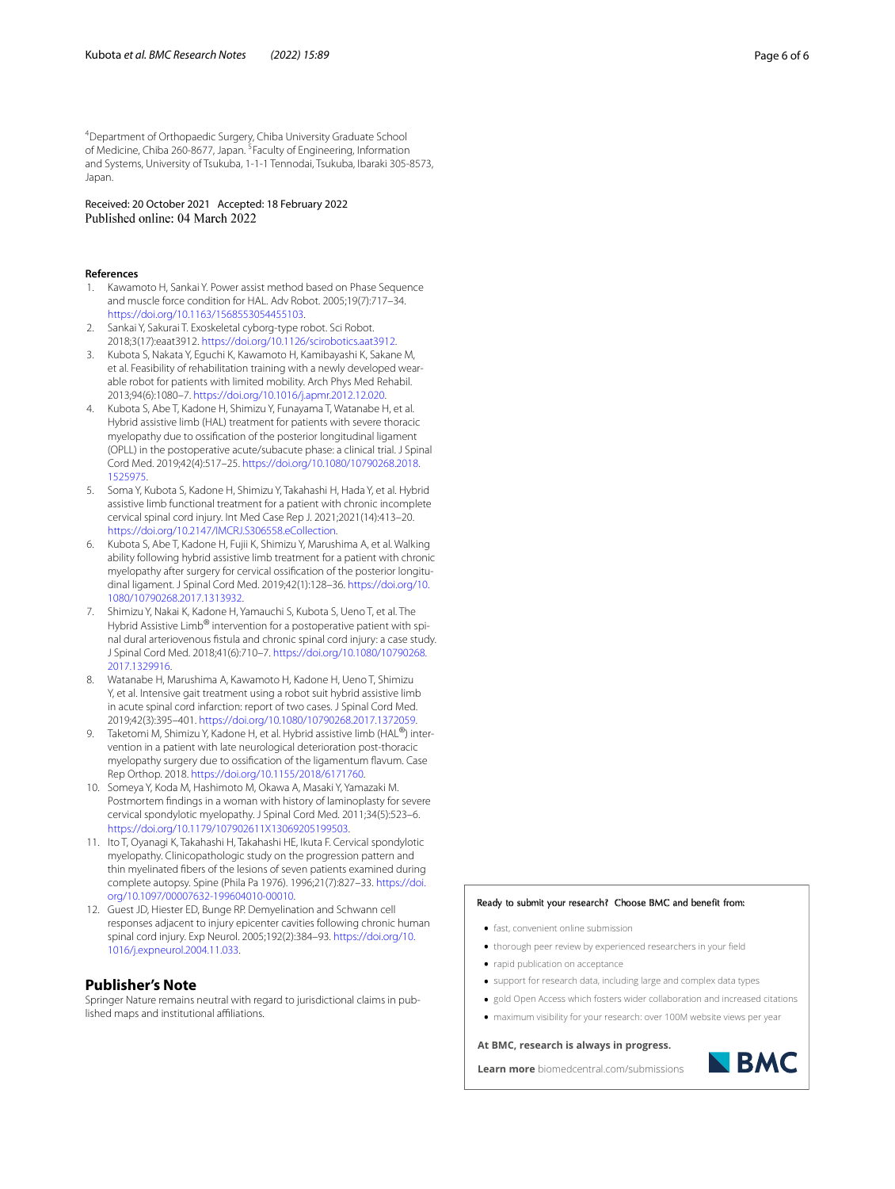[4]Department of Orthopaedic Surgery, Chiba University Graduate School of Medicine, Chiba 260-8677, Japan. [5]Faculty of Engineering, Information and Systems, University of Tsukuba, 1-1-1 Tennodai, Tsukuba, Ibaraki 305-8573, Japan.

Received: 20 October 2021 Accepted: 18 February 2022
Published online: 04 March 2022

**References**

1. Kawamoto H, Sankai Y. Power assist method based on Phase Sequence and muscle force condition for HAL. Adv Robot. 2005;19(7):717–34. https://doi.org/10.1163/1568553054455103.
2. Sankai Y, Sakurai T. Exoskeletal cyborg-type robot. Sci Robot. 2018;3(17):eaat3912. https://doi.org/10.1126/scirobotics.aat3912.
3. Kubota S, Nakata Y, Eguchi K, Kawamoto H, Kamibayashi K, Sakane M, et al. Feasibility of rehabilitation training with a newly developed wearable robot for patients with limited mobility. Arch Phys Med Rehabil. 2013;94(6):1080–7. https://doi.org/10.1016/j.apmr.2012.12.020.
4. Kubota S, Abe T, Kadone H, Shimizu Y, Funayama T, Watanabe H, et al. Hybrid assistive limb (HAL) treatment for patients with severe thoracic myelopathy due to ossification of the posterior longitudinal ligament (OPLL) in the postoperative acute/subacute phase: a clinical trial. J Spinal Cord Med. 2019;42(4):517–25. https://doi.org/10.1080/10790268.2018.1525975.
5. Soma Y, Kubota S, Kadone H, Shimizu Y, Takahashi H, Hada Y, et al. Hybrid assistive limb functional treatment for a patient with chronic incomplete cervical spinal cord injury. Int Med Case Rep J. 2021;2021(14):413–20. https://doi.org/10.2147/IMCRJ.S306558.eCollection.
6. Kubota S, Abe T, Kadone H, Fujii K, Shimizu Y, Marushima A, et al. Walking ability following hybrid assistive limb treatment for a patient with chronic myelopathy after surgery for cervical ossification of the posterior longitudinal ligament. J Spinal Cord Med. 2019;42(1):128–36. https://doi.org/10.1080/10790268.2017.1313932.
7. Shimizu Y, Nakai K, Kadone H, Yamauchi S, Kubota S, Ueno T, et al. The Hybrid Assistive Limb® intervention for a postoperative patient with spinal dural arteriovenous fistula and chronic spinal cord injury: a case study. J Spinal Cord Med. 2018;41(6):710–7. https://doi.org/10.1080/10790268.2017.1329916.
8. Watanabe H, Marushima A, Kawamoto H, Kadone H, Ueno T, Shimizu Y, et al. Intensive gait treatment using a robot suit hybrid assistive limb in acute spinal cord infarction: report of two cases. J Spinal Cord Med. 2019;42(3):395–401. https://doi.org/10.1080/10790268.2017.1372059.
9. Taketomi M, Shimizu Y, Kadone H, et al. Hybrid assistive limb (HAL®) intervention in a patient with late neurological deterioration post-thoracic myelopathy surgery due to ossification of the ligamentum flavum. Case Rep Orthop. 2018. https://doi.org/10.1155/2018/6171760.
10. Someya Y, Koda M, Hashimoto M, Okawa A, Masaki Y, Yamazaki M. Postmortem findings in a woman with history of laminoplasty for severe cervical spondylotic myelopathy. J Spinal Cord Med. 2011;34(5):523–6. https://doi.org/10.1179/107902611X13069205199503.
11. Ito T, Oyanagi K, Takahashi H, Takahashi HE, Ikuta F. Cervical spondylotic myelopathy. Clinicopathologic study on the progression pattern and thin myelinated fibers of the lesions of seven patients examined during complete autopsy. Spine (Phila Pa 1976). 1996;21(7):827–33. https://doi.org/10.1097/00007632-199604010-00010.
12. Guest JD, Hiester ED, Bunge RP. Demyelination and Schwann cell responses adjacent to injury epicenter cavities following chronic human spinal cord injury. Exp Neurol. 2005;192(2):384–93. https://doi.org/10.1016/j.expneurol.2004.11.033.

## Publisher's Note

Springer Nature remains neutral with regard to jurisdictional claims in published maps and institutional affiliations.

Ready to submit your research? Choose BMC and benefit from:

- fast, convenient online submission
- thorough peer review by experienced researchers in your field
- rapid publication on acceptance
- support for research data, including large and complex data types
- gold Open Access which fosters wider collaboration and increased citations
- maximum visibility for your research: over 100M website views per year

**At BMC, research is always in progress.**

**Learn more** biomedcentral.com/submissions

BMC